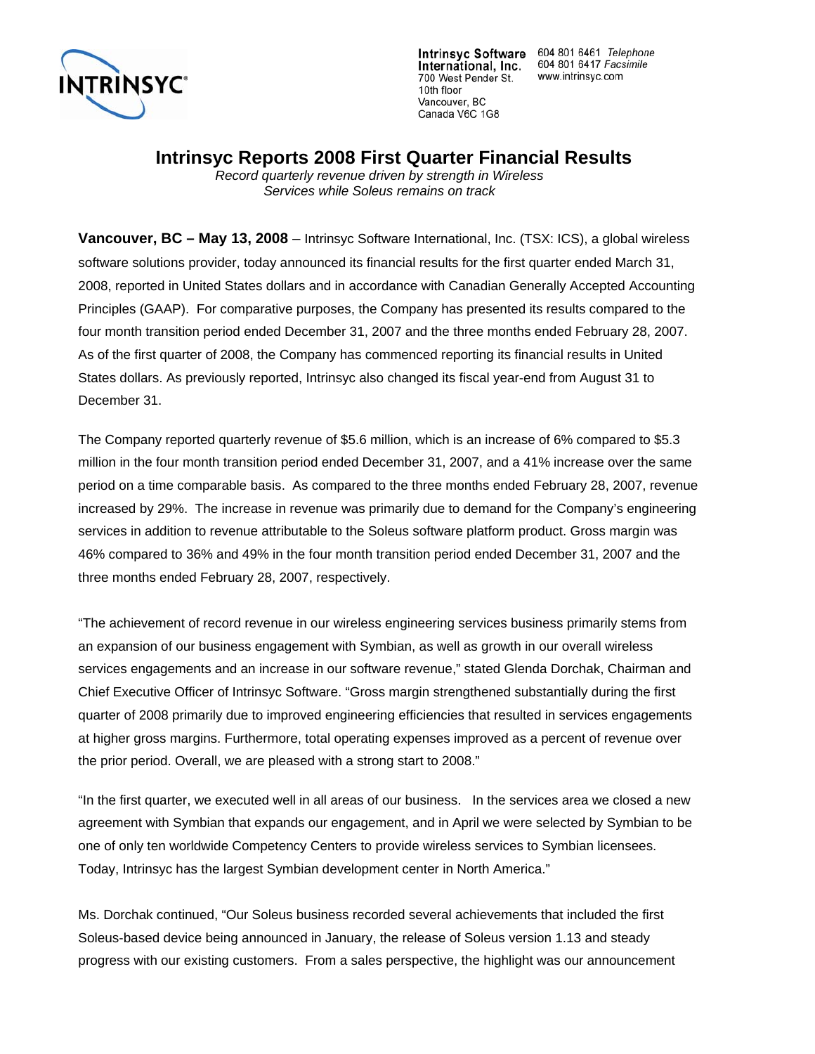Intrinsyc Software International, Inc.
700 West Pender St.
10th floor
Vancouver, BC
Canada V6C 1G8

604 801 6461 *Telephone*
604 801 6417 *Facsimile*
www.intrinsyc.com

# Intrinsyc Reports 2008 First Quarter Financial Results

*Record quarterly revenue driven by strength in Wireless Services while Soleus remains on track*

**Vancouver, BC – May 13, 2008** – Intrinsyc Software International, Inc. (TSX: ICS), a global wireless software solutions provider, today announced its financial results for the first quarter ended March 31, 2008, reported in United States dollars and in accordance with Canadian Generally Accepted Accounting Principles (GAAP). For comparative purposes, the Company has presented its results compared to the four month transition period ended December 31, 2007 and the three months ended February 28, 2007. As of the first quarter of 2008, the Company has commenced reporting its financial results in United States dollars. As previously reported, Intrinsyc also changed its fiscal year-end from August 31 to December 31.

The Company reported quarterly revenue of $5.6 million, which is an increase of 6% compared to $5.3 million in the four month transition period ended December 31, 2007, and a 41% increase over the same period on a time comparable basis. As compared to the three months ended February 28, 2007, revenue increased by 29%. The increase in revenue was primarily due to demand for the Company's engineering services in addition to revenue attributable to the Soleus software platform product. Gross margin was 46% compared to 36% and 49% in the four month transition period ended December 31, 2007 and the three months ended February 28, 2007, respectively.

"The achievement of record revenue in our wireless engineering services business primarily stems from an expansion of our business engagement with Symbian, as well as growth in our overall wireless services engagements and an increase in our software revenue," stated Glenda Dorchak, Chairman and Chief Executive Officer of Intrinsyc Software. "Gross margin strengthened substantially during the first quarter of 2008 primarily due to improved engineering efficiencies that resulted in services engagements at higher gross margins. Furthermore, total operating expenses improved as a percent of revenue over the prior period. Overall, we are pleased with a strong start to 2008."

"In the first quarter, we executed well in all areas of our business. In the services area we closed a new agreement with Symbian that expands our engagement, and in April we were selected by Symbian to be one of only ten worldwide Competency Centers to provide wireless services to Symbian licensees. Today, Intrinsyc has the largest Symbian development center in North America."

Ms. Dorchak continued, "Our Soleus business recorded several achievements that included the first Soleus-based device being announced in January, the release of Soleus version 1.13 and steady progress with our existing customers. From a sales perspective, the highlight was our announcement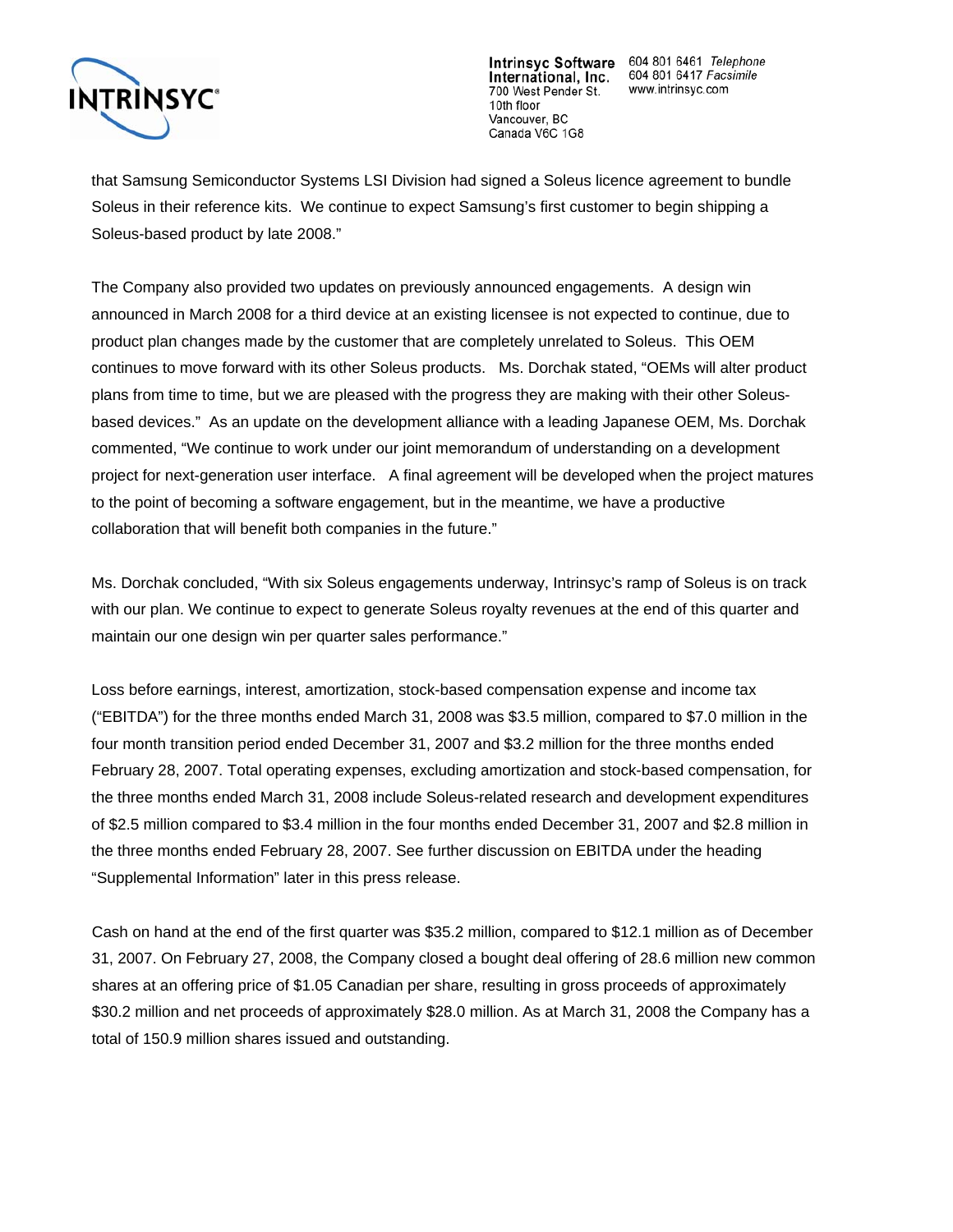that Samsung Semiconductor Systems LSI Division had signed a Soleus licence agreement to bundle Soleus in their reference kits. We continue to expect Samsung's first customer to begin shipping a Soleus-based product by late 2008."

The Company also provided two updates on previously announced engagements. A design win announced in March 2008 for a third device at an existing licensee is not expected to continue, due to product plan changes made by the customer that are completely unrelated to Soleus. This OEM continues to move forward with its other Soleus products. Ms. Dorchak stated, "OEMs will alter product plans from time to time, but we are pleased with the progress they are making with their other Soleus-based devices." As an update on the development alliance with a leading Japanese OEM, Ms. Dorchak commented, "We continue to work under our joint memorandum of understanding on a development project for next-generation user interface. A final agreement will be developed when the project matures to the point of becoming a software engagement, but in the meantime, we have a productive collaboration that will benefit both companies in the future."

Ms. Dorchak concluded, "With six Soleus engagements underway, Intrinsyc's ramp of Soleus is on track with our plan. We continue to expect to generate Soleus royalty revenues at the end of this quarter and maintain our one design win per quarter sales performance."

Loss before earnings, interest, amortization, stock-based compensation expense and income tax ("EBITDA") for the three months ended March 31, 2008 was $3.5 million, compared to $7.0 million in the four month transition period ended December 31, 2007 and $3.2 million for the three months ended February 28, 2007. Total operating expenses, excluding amortization and stock-based compensation, for the three months ended March 31, 2008 include Soleus-related research and development expenditures of $2.5 million compared to $3.4 million in the four months ended December 31, 2007 and $2.8 million in the three months ended February 28, 2007. See further discussion on EBITDA under the heading "Supplemental Information" later in this press release.

Cash on hand at the end of the first quarter was $35.2 million, compared to $12.1 million as of December 31, 2007. On February 27, 2008, the Company closed a bought deal offering of 28.6 million new common shares at an offering price of $1.05 Canadian per share, resulting in gross proceeds of approximately $30.2 million and net proceeds of approximately $28.0 million. As at March 31, 2008 the Company has a total of 150.9 million shares issued and outstanding.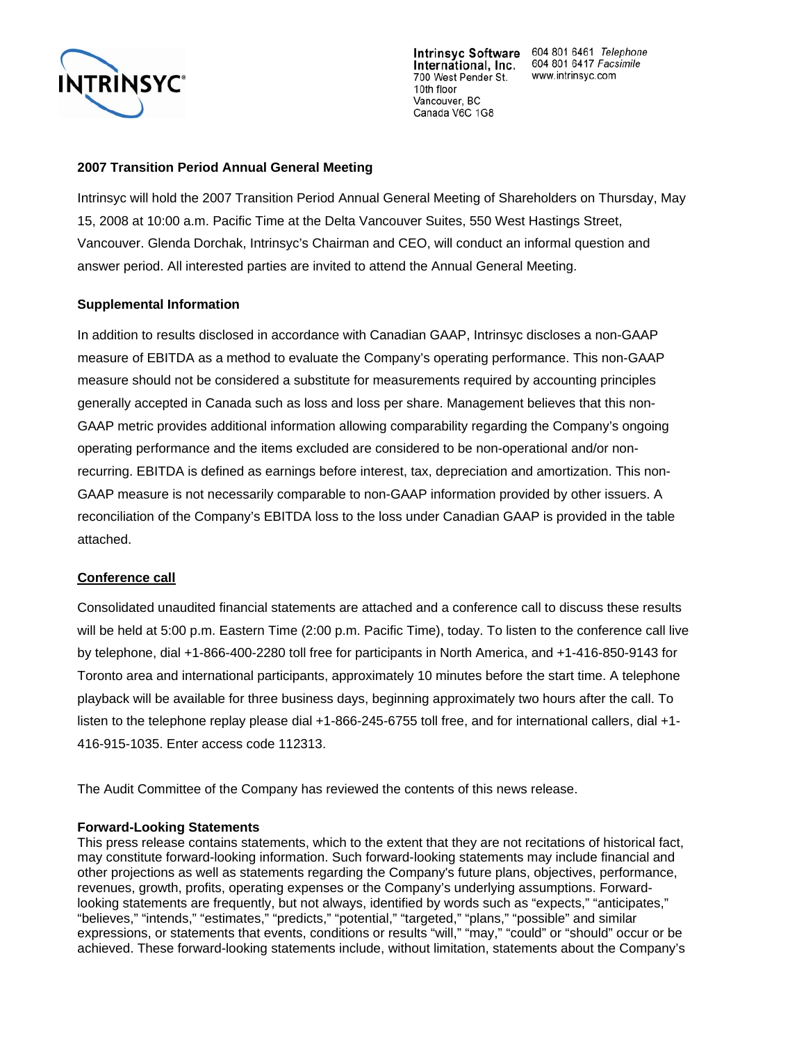## 2007 Transition Period Annual General Meeting

Intrinsyc will hold the 2007 Transition Period Annual General Meeting of Shareholders on Thursday, May 15, 2008 at 10:00 a.m. Pacific Time at the Delta Vancouver Suites, 550 West Hastings Street, Vancouver. Glenda Dorchak, Intrinsyc's Chairman and CEO, will conduct an informal question and answer period. All interested parties are invited to attend the Annual General Meeting.

## Supplemental Information

In addition to results disclosed in accordance with Canadian GAAP, Intrinsyc discloses a non-GAAP measure of EBITDA as a method to evaluate the Company's operating performance. This non-GAAP measure should not be considered a substitute for measurements required by accounting principles generally accepted in Canada such as loss and loss per share. Management believes that this non-GAAP metric provides additional information allowing comparability regarding the Company's ongoing operating performance and the items excluded are considered to be non-operational and/or non-recurring. EBITDA is defined as earnings before interest, tax, depreciation and amortization. This non-GAAP measure is not necessarily comparable to non-GAAP information provided by other issuers. A reconciliation of the Company's EBITDA loss to the loss under Canadian GAAP is provided in the table attached.

## Conference call

Consolidated unaudited financial statements are attached and a conference call to discuss these results will be held at 5:00 p.m. Eastern Time (2:00 p.m. Pacific Time), today. To listen to the conference call live by telephone, dial +1-866-400-2280 toll free for participants in North America, and +1-416-850-9143 for Toronto area and international participants, approximately 10 minutes before the start time. A telephone playback will be available for three business days, beginning approximately two hours after the call. To listen to the telephone replay please dial +1-866-245-6755 toll free, and for international callers, dial +1-416-915-1035. Enter access code 112313.

The Audit Committee of the Company has reviewed the contents of this news release.

## Forward-Looking Statements

This press release contains statements, which to the extent that they are not recitations of historical fact, may constitute forward-looking information. Such forward-looking statements may include financial and other projections as well as statements regarding the Company's future plans, objectives, performance, revenues, growth, profits, operating expenses or the Company's underlying assumptions. Forward-looking statements are frequently, but not always, identified by words such as "expects," "anticipates," "believes," "intends," "estimates," "predicts," "potential," "targeted," "plans," "possible" and similar expressions, or statements that events, conditions or results "will," "may," "could" or "should" occur or be achieved. These forward-looking statements include, without limitation, statements about the Company's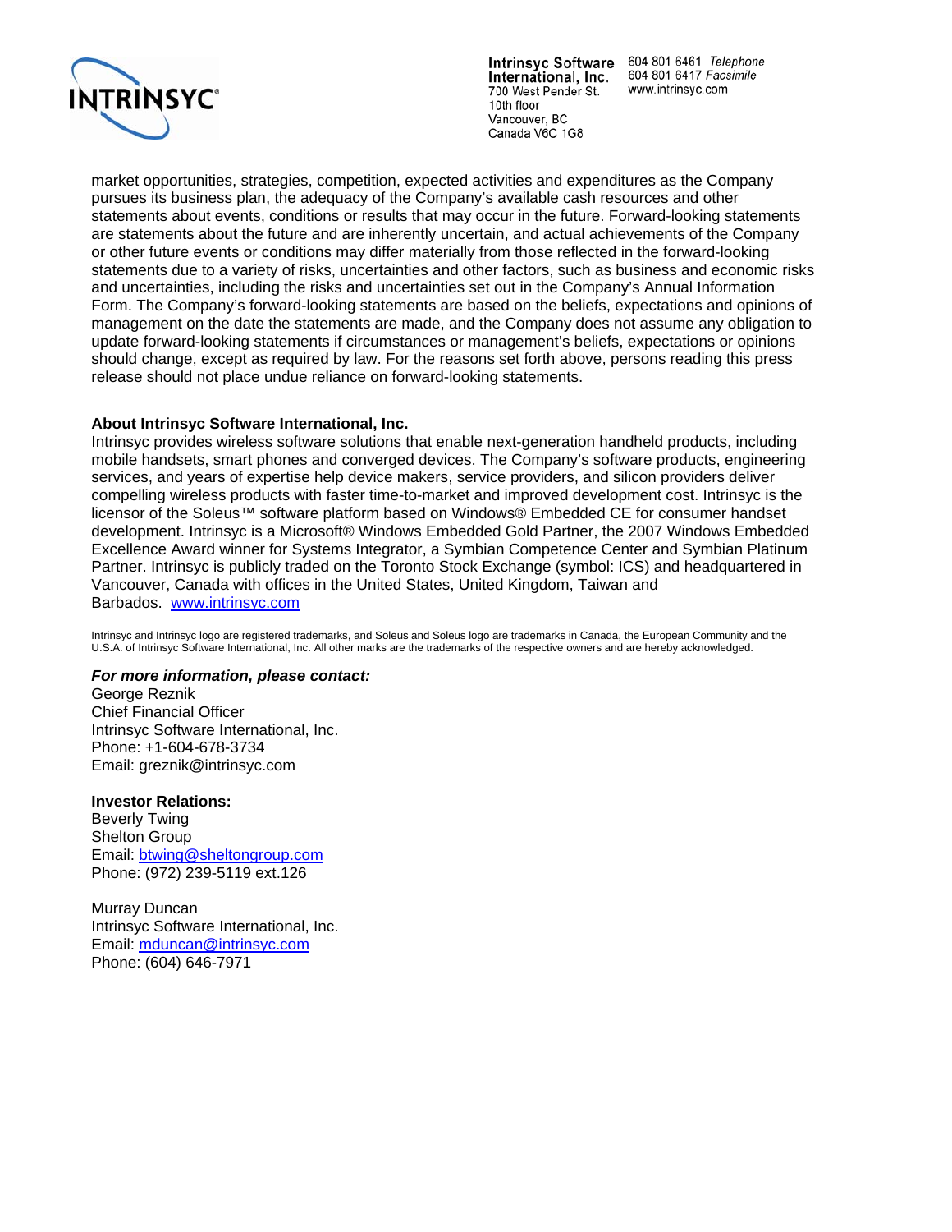market opportunities, strategies, competition, expected activities and expenditures as the Company pursues its business plan, the adequacy of the Company's available cash resources and other statements about events, conditions or results that may occur in the future. Forward-looking statements are statements about the future and are inherently uncertain, and actual achievements of the Company or other future events or conditions may differ materially from those reflected in the forward-looking statements due to a variety of risks, uncertainties and other factors, such as business and economic risks and uncertainties, including the risks and uncertainties set out in the Company's Annual Information Form. The Company's forward-looking statements are based on the beliefs, expectations and opinions of management on the date the statements are made, and the Company does not assume any obligation to update forward-looking statements if circumstances or management's beliefs, expectations or opinions should change, except as required by law. For the reasons set forth above, persons reading this press release should not place undue reliance on forward-looking statements.

**About Intrinsyc Software International, Inc.**

Intrinsyc provides wireless software solutions that enable next-generation handheld products, including mobile handsets, smart phones and converged devices. The Company's software products, engineering services, and years of expertise help device makers, service providers, and silicon providers deliver compelling wireless products with faster time-to-market and improved development cost. Intrinsyc is the licensor of the Soleus™ software platform based on Windows® Embedded CE for consumer handset development. Intrinsyc is a Microsoft® Windows Embedded Gold Partner, the 2007 Windows Embedded Excellence Award winner for Systems Integrator, a Symbian Competence Center and Symbian Platinum Partner. Intrinsyc is publicly traded on the Toronto Stock Exchange (symbol: ICS) and headquartered in Vancouver, Canada with offices in the United States, United Kingdom, Taiwan and Barbados. www.intrinsyc.com

Intrinsyc and Intrinsyc logo are registered trademarks, and Soleus and Soleus logo are trademarks in Canada, the European Community and the U.S.A. of Intrinsyc Software International, Inc. All other marks are the trademarks of the respective owners and are hereby acknowledged.

***For more information, please contact:***

George Reznik
Chief Financial Officer
Intrinsyc Software International, Inc.
Phone: +1-604-678-3734
Email: greznik@intrinsyc.com

**Investor Relations:**

Beverly Twing
Shelton Group
Email: btwing@sheltongroup.com
Phone: (972) 239-5119 ext.126

Murray Duncan
Intrinsyc Software International, Inc.
Email: mduncan@intrinsyc.com
Phone: (604) 646-7971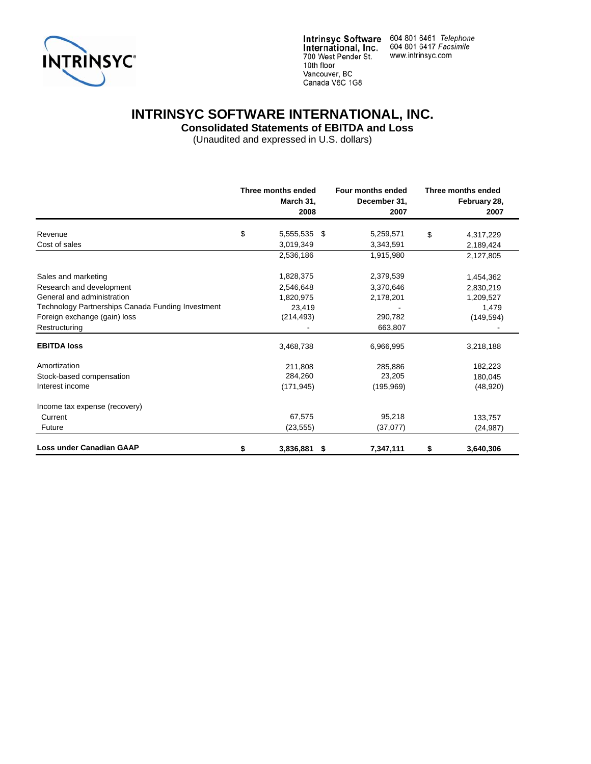INTRINSYC

Intrinsyc Software International, Inc.
700 West Pender St.
10th floor
Vancouver, BC
Canada V6C 1G8

604 801 6461 *Telephone*
604 801 6417 *Facsimile*
www.intrinsyc.com

# INTRINSYC SOFTWARE INTERNATIONAL, INC.

## Consolidated Statements of EBITDA and Loss

(Unaudited and expressed in U.S. dollars)

| | Three months ended March 31, 2008 | Four months ended December 31, 2007 | Three months ended February 28, 2007 |
|---|---|---|---|
| Revenue | $ 5,555,535 | $ 5,259,571 | $ 4,317,229 |
| Cost of sales | 3,019,349 | 3,343,591 | 2,189,424 |
| | 2,536,186 | 1,915,980 | 2,127,805 |
| Sales and marketing | 1,828,375 | 2,379,539 | 1,454,362 |
| Research and development | 2,546,648 | 3,370,646 | 2,830,219 |
| General and administration | 1,820,975 | 2,178,201 | 1,209,527 |
| Technology Partnerships Canada Funding Investment | 23,419 | - | 1,479 |
| Foreign exchange (gain) loss | (214,493) | 290,782 | (149,594) |
| Restructuring | - | 663,807 | - |
| **EBITDA loss** | 3,468,738 | 6,966,995 | 3,218,188 |
| Amortization | 211,808 | 285,886 | 182,223 |
| Stock-based compensation | 284,260 | 23,205 | 180,045 |
| Interest income | (171,945) | (195,969) | (48,920) |
| Income tax expense (recovery) | | | |
| Current | 67,575 | 95,218 | 133,757 |
| Future | (23,555) | (37,077) | (24,987) |
| **Loss under Canadian GAAP** | **$ 3,836,881** | **$ 7,347,111** | **$ 3,640,306** |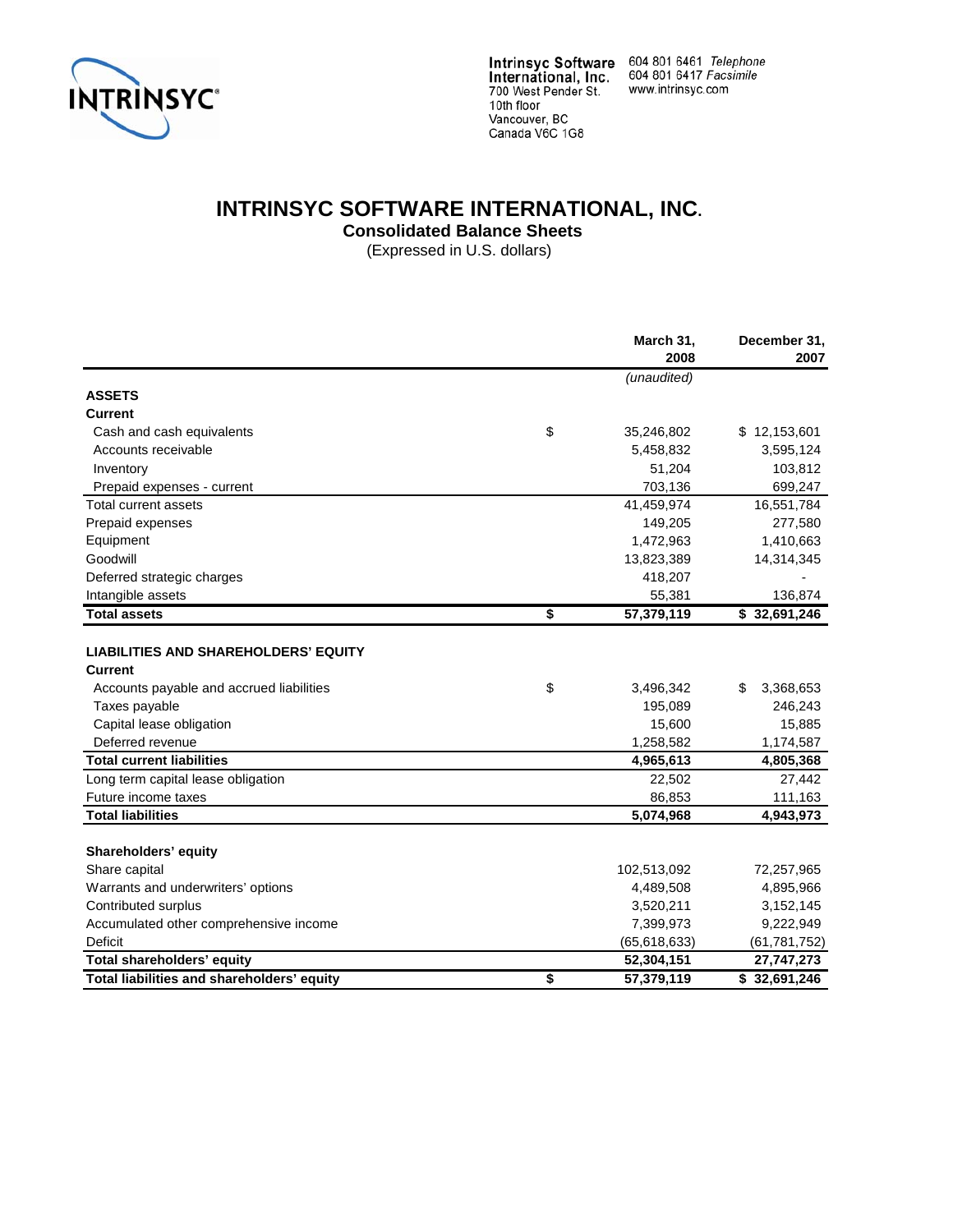Intrinsyc Software International, Inc.
700 West Pender St.
10th floor
Vancouver, BC
Canada V6C 1G8

604 801 6461 *Telephone*
604 801 6417 *Facsimile*
www.intrinsyc.com

# INTRINSYC SOFTWARE INTERNATIONAL, INC.

## Consolidated Balance Sheets

(Expressed in U.S. dollars)

| | March 31, 2008 | December 31, 2007 |
|---|---|---|
| | *(unaudited)* | |
| **ASSETS** | | |
| **Current** | | |
| Cash and cash equivalents | $ 35,246,802 | $ 12,153,601 |
| Accounts receivable | 5,458,832 | 3,595,124 |
| Inventory | 51,204 | 103,812 |
| Prepaid expenses - current | 703,136 | 699,247 |
| Total current assets | 41,459,974 | 16,551,784 |
| Prepaid expenses | 149,205 | 277,580 |
| Equipment | 1,472,963 | 1,410,663 |
| Goodwill | 13,823,389 | 14,314,345 |
| Deferred strategic charges | 418,207 | - |
| Intangible assets | 55,381 | 136,874 |
| **Total assets** | **$ 57,379,119** | **$ 32,691,246** |
| | | |
| **LIABILITIES AND SHAREHOLDERS' EQUITY** | | |
| **Current** | | |
| Accounts payable and accrued liabilities | $ 3,496,342 | $ 3,368,653 |
| Taxes payable | 195,089 | 246,243 |
| Capital lease obligation | 15,600 | 15,885 |
| Deferred revenue | 1,258,582 | 1,174,587 |
| **Total current liabilities** | **4,965,613** | **4,805,368** |
| Long term capital lease obligation | 22,502 | 27,442 |
| Future income taxes | 86,853 | 111,163 |
| **Total liabilities** | **5,074,968** | **4,943,973** |
| | | |
| **Shareholders' equity** | | |
| Share capital | 102,513,092 | 72,257,965 |
| Warrants and underwriters' options | 4,489,508 | 4,895,966 |
| Contributed surplus | 3,520,211 | 3,152,145 |
| Accumulated other comprehensive income | 7,399,973 | 9,222,949 |
| Deficit | (65,618,633) | (61,781,752) |
| **Total shareholders' equity** | **52,304,151** | **27,747,273** |
| **Total liabilities and shareholders' equity** | **$ 57,379,119** | **$ 32,691,246** |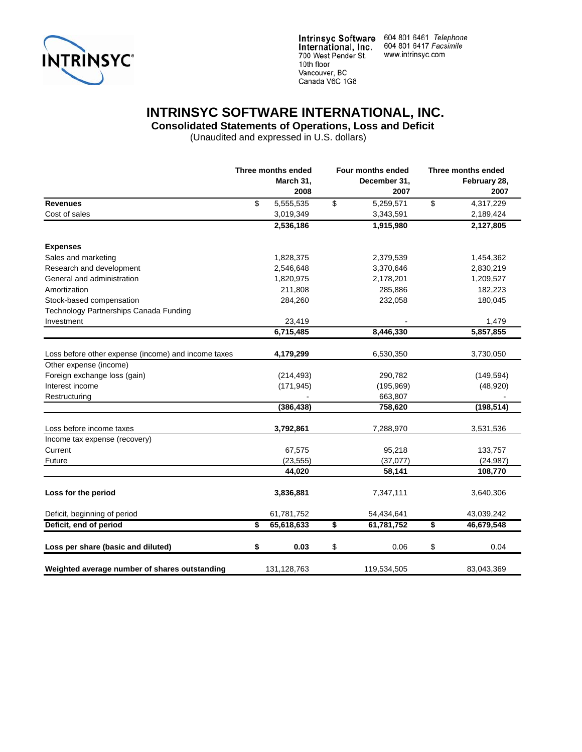Intrinsyc Software International, Inc.
700 West Pender St.
10th floor
Vancouver, BC
Canada V6C 1G8

604 801 6461 *Telephone*
604 801 6417 *Facsimile*
www.intrinsyc.com

# INTRINSYC SOFTWARE INTERNATIONAL, INC.

## Consolidated Statements of Operations, Loss and Deficit

(Unaudited and expressed in U.S. dollars)

| | Three months ended March 31, 2008 | Four months ended December 31, 2007 | Three months ended February 28, 2007 |
|---|---|---|---|
| **Revenues** | $ 5,555,535 | $ 5,259,571 | $ 4,317,229 |
| Cost of sales | 3,019,349 | 3,343,591 | 2,189,424 |
| | **2,536,186** | **1,915,980** | **2,127,805** |
| **Expenses** | | | |
| Sales and marketing | 1,828,375 | 2,379,539 | 1,454,362 |
| Research and development | 2,546,648 | 3,370,646 | 2,830,219 |
| General and administration | 1,820,975 | 2,178,201 | 1,209,527 |
| Amortization | 211,808 | 285,886 | 182,223 |
| Stock-based compensation | 284,260 | 232,058 | 180,045 |
| Technology Partnerships Canada Funding Investment | 23,419 | - | 1,479 |
| | **6,715,485** | **8,446,330** | **5,857,855** |
| Loss before other expense (income) and income taxes | **4,179,299** | 6,530,350 | 3,730,050 |
| Other expense (income) | | | |
| Foreign exchange loss (gain) | (214,493) | 290,782 | (149,594) |
| Interest income | (171,945) | (195,969) | (48,920) |
| Restructuring | - | 663,807 | - |
| | **(386,438)** | **758,620** | **(198,514)** |
| Loss before income taxes | **3,792,861** | 7,288,970 | 3,531,536 |
| Income tax expense (recovery) | | | |
| Current | 67,575 | 95,218 | 133,757 |
| Future | (23,555) | (37,077) | (24,987) |
| | **44,020** | **58,141** | **108,770** |
| **Loss for the period** | **3,836,881** | 7,347,111 | 3,640,306 |
| Deficit, beginning of period | 61,781,752 | 54,434,641 | 43,039,242 |
| **Deficit, end of period** | **$ 65,618,633** | **$ 61,781,752** | **$ 46,679,548** |
| **Loss per share (basic and diluted)** | **$ 0.03** | $ 0.06 | $ 0.04 |
| **Weighted average number of shares outstanding** | 131,128,763 | 119,534,505 | 83,043,369 |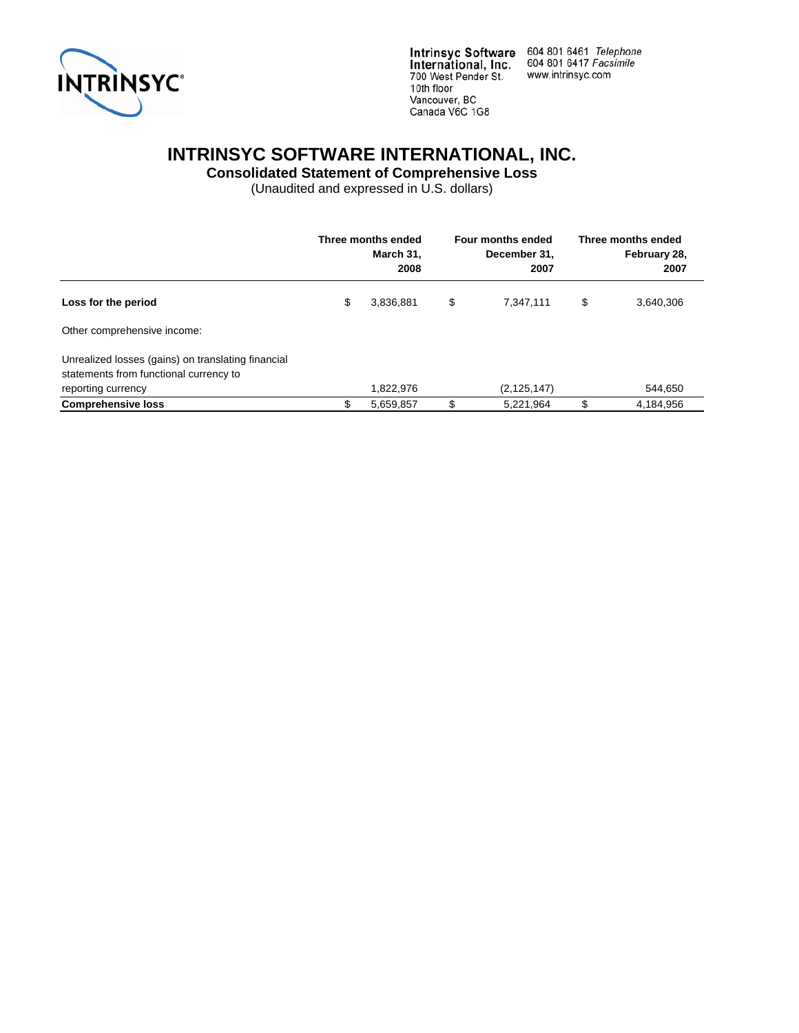Intrinsyc Software International, Inc.
700 West Pender St.
10th floor
Vancouver, BC
Canada V6C 1G8

604 801 6461 *Telephone*
604 801 6417 *Facsimile*
www.intrinsyc.com

# INTRINSYC SOFTWARE INTERNATIONAL, INC.

## Consolidated Statement of Comprehensive Loss

(Unaudited and expressed in U.S. dollars)

| | Three months ended March 31, 2008 | Four months ended December 31, 2007 | Three months ended February 28, 2007 |
|---|---|---|---|
| **Loss for the period** | $ 3,836,881 | $ 7,347,111 | $ 3,640,306 |
| Other comprehensive income: | | | |
| Unrealized losses (gains) on translating financial statements from functional currency to reporting currency | 1,822,976 | (2,125,147) | 544,650 |
| **Comprehensive loss** | $ 5,659,857 | $ 5,221,964 | $ 4,184,956 |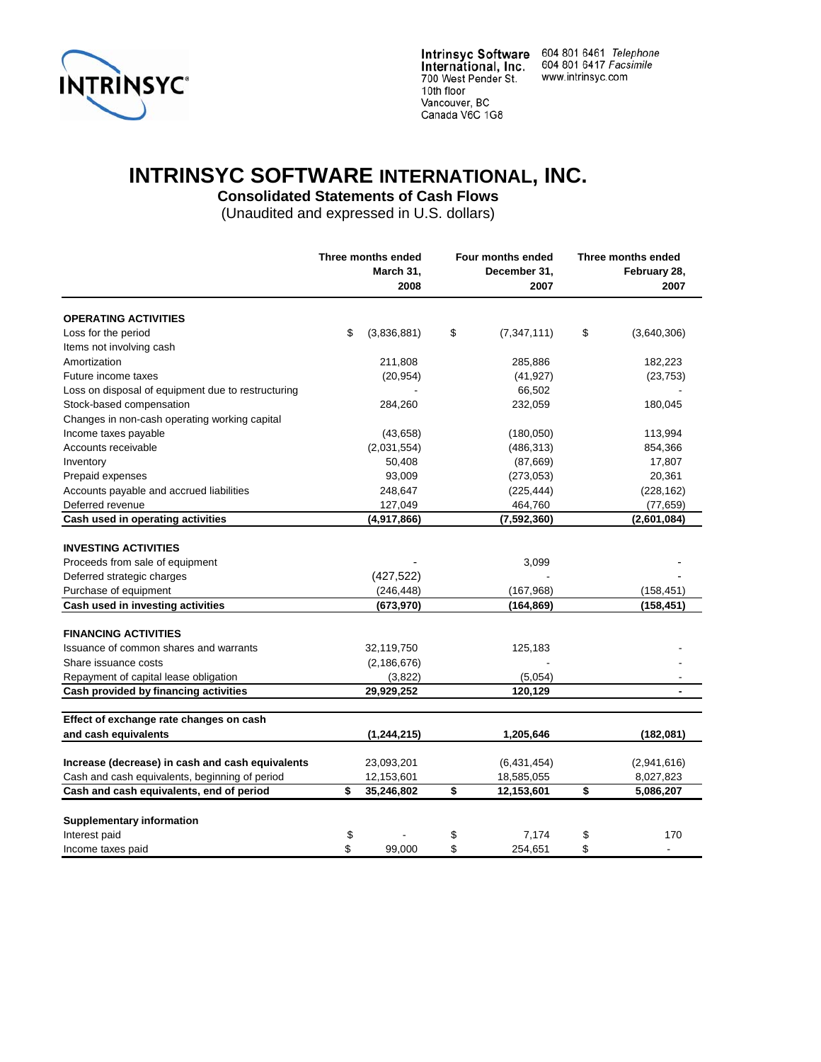Intrinsyc Software International, Inc.
700 West Pender St.
10th floor
Vancouver, BC
Canada V6C 1G8

604 801 6461 *Telephone*
604 801 6417 *Facsimile*
www.intrinsyc.com

# INTRINSYC SOFTWARE INTERNATIONAL, INC.

## Consolidated Statements of Cash Flows

(Unaudited and expressed in U.S. dollars)

| | Three months ended March 31, 2008 | Four months ended December 31, 2007 | Three months ended February 28, 2007 |
|---|---|---|---|
| **OPERATING ACTIVITIES** | | | |
| Loss for the period | $ (3,836,881) | $ (7,347,111) | $ (3,640,306) |
| Items not involving cash | | | |
| Amortization | 211,808 | 285,886 | 182,223 |
| Future income taxes | (20,954) | (41,927) | (23,753) |
| Loss on disposal of equipment due to restructuring | - | 66,502 | - |
| Stock-based compensation | 284,260 | 232,059 | 180,045 |
| Changes in non-cash operating working capital | | | |
| Income taxes payable | (43,658) | (180,050) | 113,994 |
| Accounts receivable | (2,031,554) | (486,313) | 854,366 |
| Inventory | 50,408 | (87,669) | 17,807 |
| Prepaid expenses | 93,009 | (273,053) | 20,361 |
| Accounts payable and accrued liabilities | 248,647 | (225,444) | (228,162) |
| Deferred revenue | 127,049 | 464,760 | (77,659) |
| **Cash used in operating activities** | **(4,917,866)** | **(7,592,360)** | **(2,601,084)** |
| **INVESTING ACTIVITIES** | | | |
| Proceeds from sale of equipment | - | 3,099 | - |
| Deferred strategic charges | (427,522) | - | - |
| Purchase of equipment | (246,448) | (167,968) | (158,451) |
| **Cash used in investing activities** | **(673,970)** | **(164,869)** | **(158,451)** |
| **FINANCING ACTIVITIES** | | | |
| Issuance of common shares and warrants | 32,119,750 | 125,183 | - |
| Share issuance costs | (2,186,676) | - | - |
| Repayment of capital lease obligation | (3,822) | (5,054) | - |
| **Cash provided by financing activities** | **29,929,252** | **120,129** | **-** |
| **Effect of exchange rate changes on cash and cash equivalents** | **(1,244,215)** | **1,205,646** | **(182,081)** |
| **Increase (decrease) in cash and cash equivalents** | 23,093,201 | (6,431,454) | (2,941,616) |
| Cash and cash equivalents, beginning of period | 12,153,601 | 18,585,055 | 8,027,823 |
| **Cash and cash equivalents, end of period** | **$ 35,246,802** | **$ 12,153,601** | **$ 5,086,207** |
| **Supplementary information** | | | |
| Interest paid | $ - | $ 7,174 | $ 170 |
| Income taxes paid | $ 99,000 | $ 254,651 | $ - |